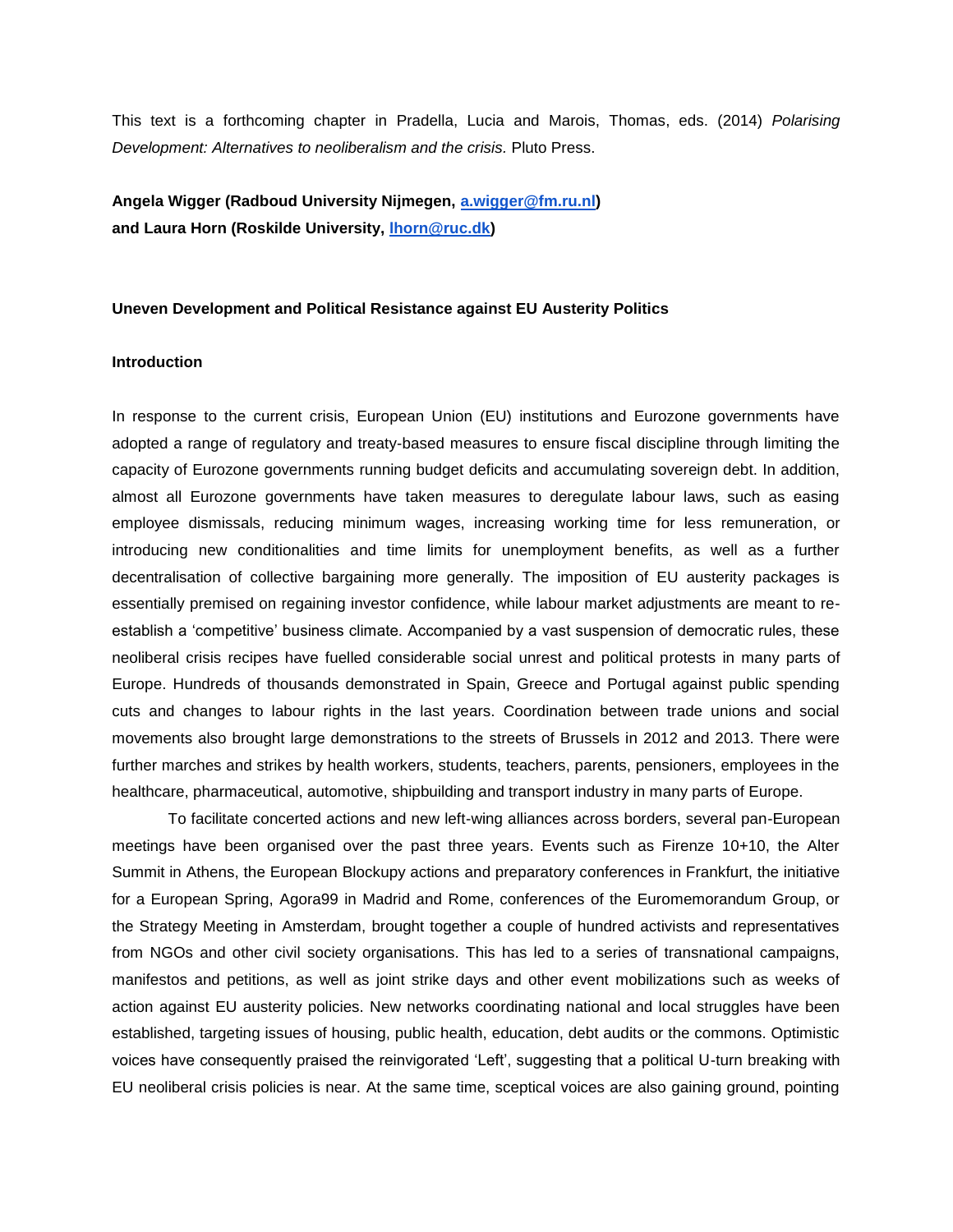This text is a forthcoming chapter in Pradella, Lucia and Marois, Thomas, eds. (2014) *Polarising Development: Alternatives to neoliberalism and the crisis.* Pluto Press.

**Angela Wigger (Radboud University Nijmegen, [a.wigger@fm.ru.nl](mailto:a.wigger@fm.ru.nl))**
**and Laura Horn (Roskilde University, [lhorn@ruc.dk](mailto:lhorn@ruc.dk))**

# Uneven Development and Political Resistance against EU Austerity Politics

## Introduction

In response to the current crisis, European Union (EU) institutions and Eurozone governments have adopted a range of regulatory and treaty-based measures to ensure fiscal discipline through limiting the capacity of Eurozone governments running budget deficits and accumulating sovereign debt. In addition, almost all Eurozone governments have taken measures to deregulate labour laws, such as easing employee dismissals, reducing minimum wages, increasing working time for less remuneration, or introducing new conditionalities and time limits for unemployment benefits, as well as a further decentralisation of collective bargaining more generally. The imposition of EU austerity packages is essentially premised on regaining investor confidence, while labour market adjustments are meant to re-establish a 'competitive' business climate. Accompanied by a vast suspension of democratic rules, these neoliberal crisis recipes have fuelled considerable social unrest and political protests in many parts of Europe. Hundreds of thousands demonstrated in Spain, Greece and Portugal against public spending cuts and changes to labour rights in the last years. Coordination between trade unions and social movements also brought large demonstrations to the streets of Brussels in 2012 and 2013. There were further marches and strikes by health workers, students, teachers, parents, pensioners, employees in the healthcare, pharmaceutical, automotive, shipbuilding and transport industry in many parts of Europe.

To facilitate concerted actions and new left-wing alliances across borders, several pan-European meetings have been organised over the past three years. Events such as Firenze 10+10, the Alter Summit in Athens, the European Blockupy actions and preparatory conferences in Frankfurt, the initiative for a European Spring, Agora99 in Madrid and Rome, conferences of the Euromemorandum Group, or the Strategy Meeting in Amsterdam, brought together a couple of hundred activists and representatives from NGOs and other civil society organisations. This has led to a series of transnational campaigns, manifestos and petitions, as well as joint strike days and other event mobilizations such as weeks of action against EU austerity policies. New networks coordinating national and local struggles have been established, targeting issues of housing, public health, education, debt audits or the commons. Optimistic voices have consequently praised the reinvigorated 'Left', suggesting that a political U-turn breaking with EU neoliberal crisis policies is near. At the same time, sceptical voices are also gaining ground, pointing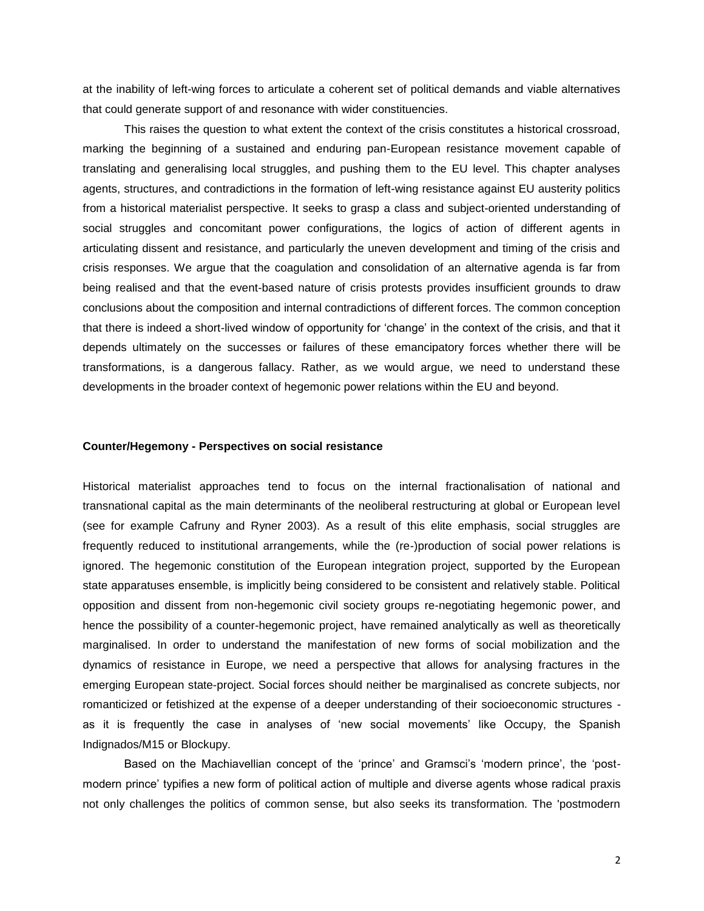at the inability of left-wing forces to articulate a coherent set of political demands and viable alternatives that could generate support of and resonance with wider constituencies.

This raises the question to what extent the context of the crisis constitutes a historical crossroad, marking the beginning of a sustained and enduring pan-European resistance movement capable of translating and generalising local struggles, and pushing them to the EU level. This chapter analyses agents, structures, and contradictions in the formation of left-wing resistance against EU austerity politics from a historical materialist perspective. It seeks to grasp a class and subject-oriented understanding of social struggles and concomitant power configurations, the logics of action of different agents in articulating dissent and resistance, and particularly the uneven development and timing of the crisis and crisis responses. We argue that the coagulation and consolidation of an alternative agenda is far from being realised and that the event-based nature of crisis protests provides insufficient grounds to draw conclusions about the composition and internal contradictions of different forces. The common conception that there is indeed a short-lived window of opportunity for 'change' in the context of the crisis, and that it depends ultimately on the successes or failures of these emancipatory forces whether there will be transformations, is a dangerous fallacy. Rather, as we would argue, we need to understand these developments in the broader context of hegemonic power relations within the EU and beyond.

## Counter/Hegemony - Perspectives on social resistance

Historical materialist approaches tend to focus on the internal fractionalisation of national and transnational capital as the main determinants of the neoliberal restructuring at global or European level (see for example Cafruny and Ryner 2003). As a result of this elite emphasis, social struggles are frequently reduced to institutional arrangements, while the (re-)production of social power relations is ignored. The hegemonic constitution of the European integration project, supported by the European state apparatuses ensemble, is implicitly being considered to be consistent and relatively stable. Political opposition and dissent from non-hegemonic civil society groups re-negotiating hegemonic power, and hence the possibility of a counter-hegemonic project, have remained analytically as well as theoretically marginalised. In order to understand the manifestation of new forms of social mobilization and the dynamics of resistance in Europe, we need a perspective that allows for analysing fractures in the emerging European state-project. Social forces should neither be marginalised as concrete subjects, nor romanticized or fetishized at the expense of a deeper understanding of their socioeconomic structures - as it is frequently the case in analyses of 'new social movements' like Occupy, the Spanish Indignados/M15 or Blockupy.

Based on the Machiavellian concept of the 'prince' and Gramsci's 'modern prince', the 'post-modern prince' typifies a new form of political action of multiple and diverse agents whose radical praxis not only challenges the politics of common sense, but also seeks its transformation. The 'postmodern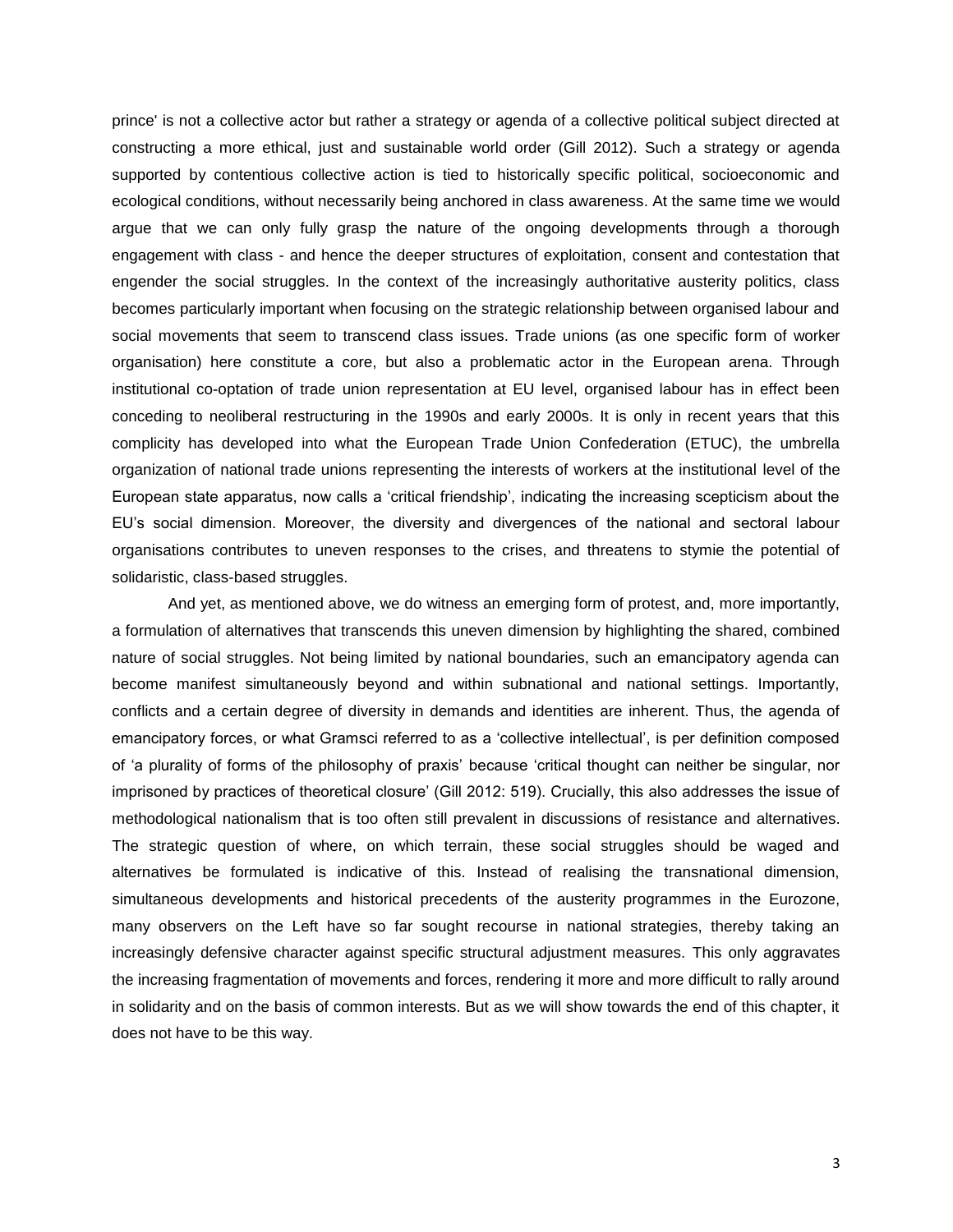prince' is not a collective actor but rather a strategy or agenda of a collective political subject directed at constructing a more ethical, just and sustainable world order (Gill 2012). Such a strategy or agenda supported by contentious collective action is tied to historically specific political, socioeconomic and ecological conditions, without necessarily being anchored in class awareness. At the same time we would argue that we can only fully grasp the nature of the ongoing developments through a thorough engagement with class - and hence the deeper structures of exploitation, consent and contestation that engender the social struggles. In the context of the increasingly authoritative austerity politics, class becomes particularly important when focusing on the strategic relationship between organised labour and social movements that seem to transcend class issues. Trade unions (as one specific form of worker organisation) here constitute a core, but also a problematic actor in the European arena. Through institutional co-optation of trade union representation at EU level, organised labour has in effect been conceding to neoliberal restructuring in the 1990s and early 2000s. It is only in recent years that this complicity has developed into what the European Trade Union Confederation (ETUC), the umbrella organization of national trade unions representing the interests of workers at the institutional level of the European state apparatus, now calls a 'critical friendship', indicating the increasing scepticism about the EU's social dimension. Moreover, the diversity and divergences of the national and sectoral labour organisations contributes to uneven responses to the crises, and threatens to stymie the potential of solidaristic, class-based struggles.

And yet, as mentioned above, we do witness an emerging form of protest, and, more importantly, a formulation of alternatives that transcends this uneven dimension by highlighting the shared, combined nature of social struggles. Not being limited by national boundaries, such an emancipatory agenda can become manifest simultaneously beyond and within subnational and national settings. Importantly, conflicts and a certain degree of diversity in demands and identities are inherent. Thus, the agenda of emancipatory forces, or what Gramsci referred to as a 'collective intellectual', is per definition composed of 'a plurality of forms of the philosophy of praxis' because 'critical thought can neither be singular, nor imprisoned by practices of theoretical closure' (Gill 2012: 519). Crucially, this also addresses the issue of methodological nationalism that is too often still prevalent in discussions of resistance and alternatives. The strategic question of where, on which terrain, these social struggles should be waged and alternatives be formulated is indicative of this. Instead of realising the transnational dimension, simultaneous developments and historical precedents of the austerity programmes in the Eurozone, many observers on the Left have so far sought recourse in national strategies, thereby taking an increasingly defensive character against specific structural adjustment measures. This only aggravates the increasing fragmentation of movements and forces, rendering it more and more difficult to rally around in solidarity and on the basis of common interests. But as we will show towards the end of this chapter, it does not have to be this way.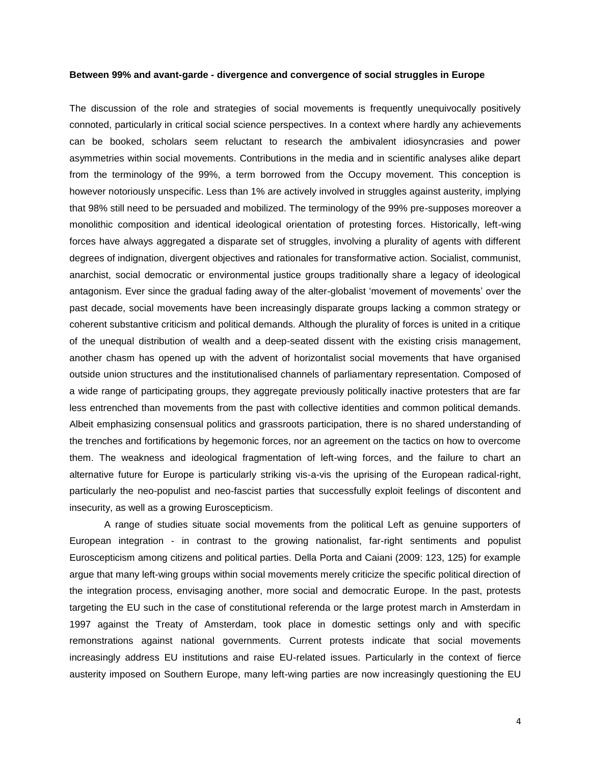**Between 99% and avant-garde - divergence and convergence of social struggles in Europe**

The discussion of the role and strategies of social movements is frequently unequivocally positively connoted, particularly in critical social science perspectives. In a context where hardly any achievements can be booked, scholars seem reluctant to research the ambivalent idiosyncrasies and power asymmetries within social movements. Contributions in the media and in scientific analyses alike depart from the terminology of the 99%, a term borrowed from the Occupy movement. This conception is however notoriously unspecific. Less than 1% are actively involved in struggles against austerity, implying that 98% still need to be persuaded and mobilized. The terminology of the 99% pre-supposes moreover a monolithic composition and identical ideological orientation of protesting forces. Historically, left-wing forces have always aggregated a disparate set of struggles, involving a plurality of agents with different degrees of indignation, divergent objectives and rationales for transformative action. Socialist, communist, anarchist, social democratic or environmental justice groups traditionally share a legacy of ideological antagonism. Ever since the gradual fading away of the alter-globalist 'movement of movements' over the past decade, social movements have been increasingly disparate groups lacking a common strategy or coherent substantive criticism and political demands. Although the plurality of forces is united in a critique of the unequal distribution of wealth and a deep-seated dissent with the existing crisis management, another chasm has opened up with the advent of horizontalist social movements that have organised outside union structures and the institutionalised channels of parliamentary representation. Composed of a wide range of participating groups, they aggregate previously politically inactive protesters that are far less entrenched than movements from the past with collective identities and common political demands. Albeit emphasizing consensual politics and grassroots participation, there is no shared understanding of the trenches and fortifications by hegemonic forces, nor an agreement on the tactics on how to overcome them. The weakness and ideological fragmentation of left-wing forces, and the failure to chart an alternative future for Europe is particularly striking vis-a-vis the uprising of the European radical-right, particularly the neo-populist and neo-fascist parties that successfully exploit feelings of discontent and insecurity, as well as a growing Euroscepticism.

A range of studies situate social movements from the political Left as genuine supporters of European integration - in contrast to the growing nationalist, far-right sentiments and populist Euroscepticism among citizens and political parties. Della Porta and Caiani (2009: 123, 125) for example argue that many left-wing groups within social movements merely criticize the specific political direction of the integration process, envisaging another, more social and democratic Europe. In the past, protests targeting the EU such in the case of constitutional referenda or the large protest march in Amsterdam in 1997 against the Treaty of Amsterdam, took place in domestic settings only and with specific remonstrations against national governments. Current protests indicate that social movements increasingly address EU institutions and raise EU-related issues. Particularly in the context of fierce austerity imposed on Southern Europe, many left-wing parties are now increasingly questioning the EU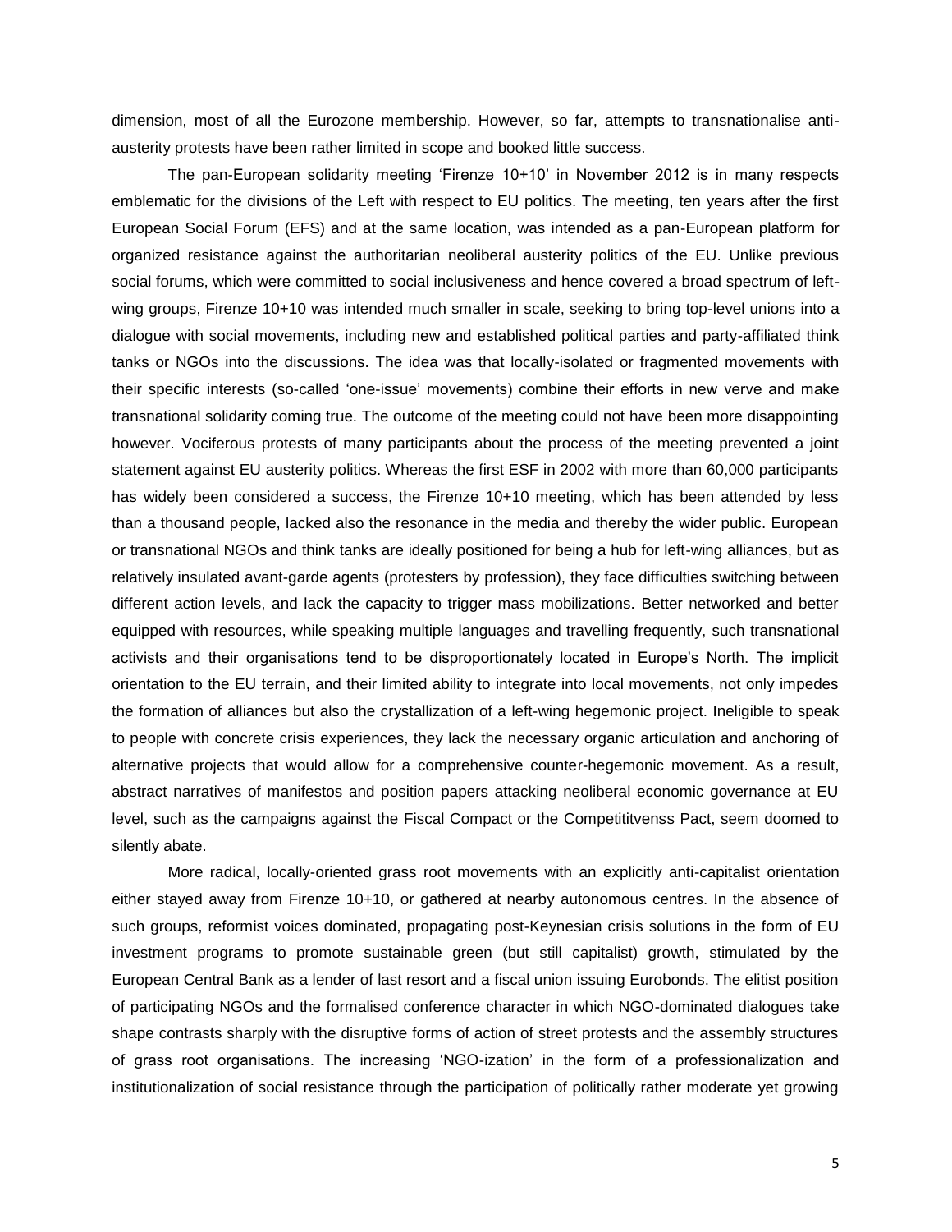dimension, most of all the Eurozone membership. However, so far, attempts to transnationalise anti-austerity protests have been rather limited in scope and booked little success.

The pan-European solidarity meeting 'Firenze 10+10' in November 2012 is in many respects emblematic for the divisions of the Left with respect to EU politics. The meeting, ten years after the first European Social Forum (EFS) and at the same location, was intended as a pan-European platform for organized resistance against the authoritarian neoliberal austerity politics of the EU. Unlike previous social forums, which were committed to social inclusiveness and hence covered a broad spectrum of left-wing groups, Firenze 10+10 was intended much smaller in scale, seeking to bring top-level unions into a dialogue with social movements, including new and established political parties and party-affiliated think tanks or NGOs into the discussions. The idea was that locally-isolated or fragmented movements with their specific interests (so-called 'one-issue' movements) combine their efforts in new verve and make transnational solidarity coming true. The outcome of the meeting could not have been more disappointing however. Vociferous protests of many participants about the process of the meeting prevented a joint statement against EU austerity politics. Whereas the first ESF in 2002 with more than 60,000 participants has widely been considered a success, the Firenze 10+10 meeting, which has been attended by less than a thousand people, lacked also the resonance in the media and thereby the wider public. European or transnational NGOs and think tanks are ideally positioned for being a hub for left-wing alliances, but as relatively insulated avant-garde agents (protesters by profession), they face difficulties switching between different action levels, and lack the capacity to trigger mass mobilizations. Better networked and better equipped with resources, while speaking multiple languages and travelling frequently, such transnational activists and their organisations tend to be disproportionately located in Europe's North. The implicit orientation to the EU terrain, and their limited ability to integrate into local movements, not only impedes the formation of alliances but also the crystallization of a left-wing hegemonic project. Ineligible to speak to people with concrete crisis experiences, they lack the necessary organic articulation and anchoring of alternative projects that would allow for a comprehensive counter-hegemonic movement. As a result, abstract narratives of manifestos and position papers attacking neoliberal economic governance at EU level, such as the campaigns against the Fiscal Compact or the Compettitvenss Pact, seem doomed to silently abate.

More radical, locally-oriented grass root movements with an explicitly anti-capitalist orientation either stayed away from Firenze 10+10, or gathered at nearby autonomous centres. In the absence of such groups, reformist voices dominated, propagating post-Keynesian crisis solutions in the form of EU investment programs to promote sustainable green (but still capitalist) growth, stimulated by the European Central Bank as a lender of last resort and a fiscal union issuing Eurobonds. The elitist position of participating NGOs and the formalised conference character in which NGO-dominated dialogues take shape contrasts sharply with the disruptive forms of action of street protests and the assembly structures of grass root organisations. The increasing 'NGO-ization' in the form of a professionalization and institutionalization of social resistance through the participation of politically rather moderate yet growing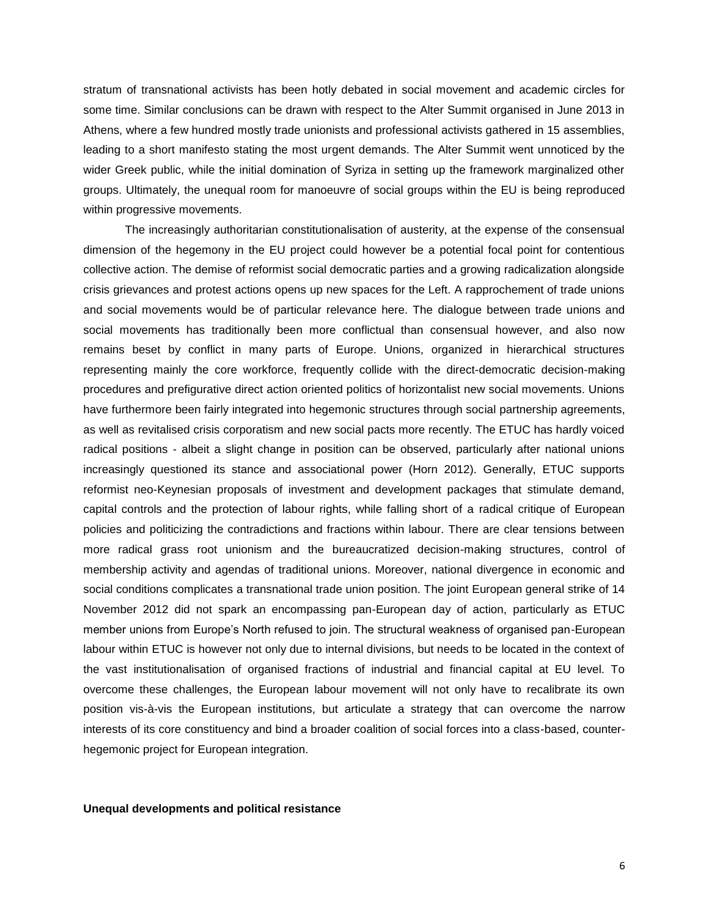stratum of transnational activists has been hotly debated in social movement and academic circles for some time. Similar conclusions can be drawn with respect to the Alter Summit organised in June 2013 in Athens, where a few hundred mostly trade unionists and professional activists gathered in 15 assemblies, leading to a short manifesto stating the most urgent demands. The Alter Summit went unnoticed by the wider Greek public, while the initial domination of Syriza in setting up the framework marginalized other groups. Ultimately, the unequal room for manoeuvre of social groups within the EU is being reproduced within progressive movements.

The increasingly authoritarian constitutionalisation of austerity, at the expense of the consensual dimension of the hegemony in the EU project could however be a potential focal point for contentious collective action. The demise of reformist social democratic parties and a growing radicalization alongside crisis grievances and protest actions opens up new spaces for the Left. A rapprochement of trade unions and social movements would be of particular relevance here. The dialogue between trade unions and social movements has traditionally been more conflictual than consensual however, and also now remains beset by conflict in many parts of Europe. Unions, organized in hierarchical structures representing mainly the core workforce, frequently collide with the direct-democratic decision-making procedures and prefigurative direct action oriented politics of horizontalist new social movements. Unions have furthermore been fairly integrated into hegemonic structures through social partnership agreements, as well as revitalised crisis corporatism and new social pacts more recently. The ETUC has hardly voiced radical positions - albeit a slight change in position can be observed, particularly after national unions increasingly questioned its stance and associational power (Horn 2012). Generally, ETUC supports reformist neo-Keynesian proposals of investment and development packages that stimulate demand, capital controls and the protection of labour rights, while falling short of a radical critique of European policies and politicizing the contradictions and fractions within labour. There are clear tensions between more radical grass root unionism and the bureaucratized decision-making structures, control of membership activity and agendas of traditional unions. Moreover, national divergence in economic and social conditions complicates a transnational trade union position. The joint European general strike of 14 November 2012 did not spark an encompassing pan-European day of action, particularly as ETUC member unions from Europe's North refused to join. The structural weakness of organised pan-European labour within ETUC is however not only due to internal divisions, but needs to be located in the context of the vast institutionalisation of organised fractions of industrial and financial capital at EU level. To overcome these challenges, the European labour movement will not only have to recalibrate its own position vis-à-vis the European institutions, but articulate a strategy that can overcome the narrow interests of its core constituency and bind a broader coalition of social forces into a class-based, counter-hegemonic project for European integration.

**Unequal developments and political resistance**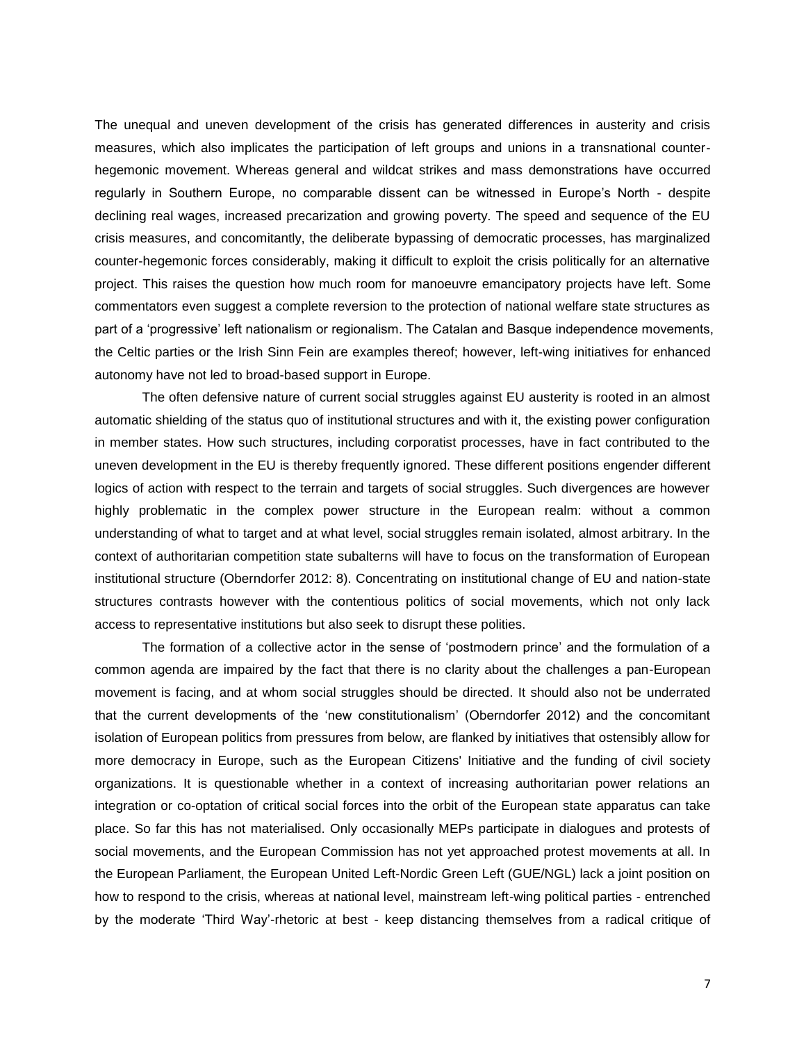The unequal and uneven development of the crisis has generated differences in austerity and crisis measures, which also implicates the participation of left groups and unions in a transnational counter-hegemonic movement. Whereas general and wildcat strikes and mass demonstrations have occurred regularly in Southern Europe, no comparable dissent can be witnessed in Europe's North - despite declining real wages, increased precarization and growing poverty. The speed and sequence of the EU crisis measures, and concomitantly, the deliberate bypassing of democratic processes, has marginalized counter-hegemonic forces considerably, making it difficult to exploit the crisis politically for an alternative project. This raises the question how much room for manoeuvre emancipatory projects have left. Some commentators even suggest a complete reversion to the protection of national welfare state structures as part of a 'progressive' left nationalism or regionalism. The Catalan and Basque independence movements, the Celtic parties or the Irish Sinn Fein are examples thereof; however, left-wing initiatives for enhanced autonomy have not led to broad-based support in Europe.

The often defensive nature of current social struggles against EU austerity is rooted in an almost automatic shielding of the status quo of institutional structures and with it, the existing power configuration in member states. How such structures, including corporatist processes, have in fact contributed to the uneven development in the EU is thereby frequently ignored. These different positions engender different logics of action with respect to the terrain and targets of social struggles. Such divergences are however highly problematic in the complex power structure in the European realm: without a common understanding of what to target and at what level, social struggles remain isolated, almost arbitrary. In the context of authoritarian competition state subalterns will have to focus on the transformation of European institutional structure (Oberndorfer 2012: 8). Concentrating on institutional change of EU and nation-state structures contrasts however with the contentious politics of social movements, which not only lack access to representative institutions but also seek to disrupt these polities.

The formation of a collective actor in the sense of 'postmodern prince' and the formulation of a common agenda are impaired by the fact that there is no clarity about the challenges a pan-European movement is facing, and at whom social struggles should be directed. It should also not be underrated that the current developments of the 'new constitutionalism' (Oberndorfer 2012) and the concomitant isolation of European politics from pressures from below, are flanked by initiatives that ostensibly allow for more democracy in Europe, such as the European Citizens' Initiative and the funding of civil society organizations. It is questionable whether in a context of increasing authoritarian power relations an integration or co-optation of critical social forces into the orbit of the European state apparatus can take place. So far this has not materialised. Only occasionally MEPs participate in dialogues and protests of social movements, and the European Commission has not yet approached protest movements at all. In the European Parliament, the European United Left-Nordic Green Left (GUE/NGL) lack a joint position on how to respond to the crisis, whereas at national level, mainstream left-wing political parties - entrenched by the moderate 'Third Way'-rhetoric at best - keep distancing themselves from a radical critique of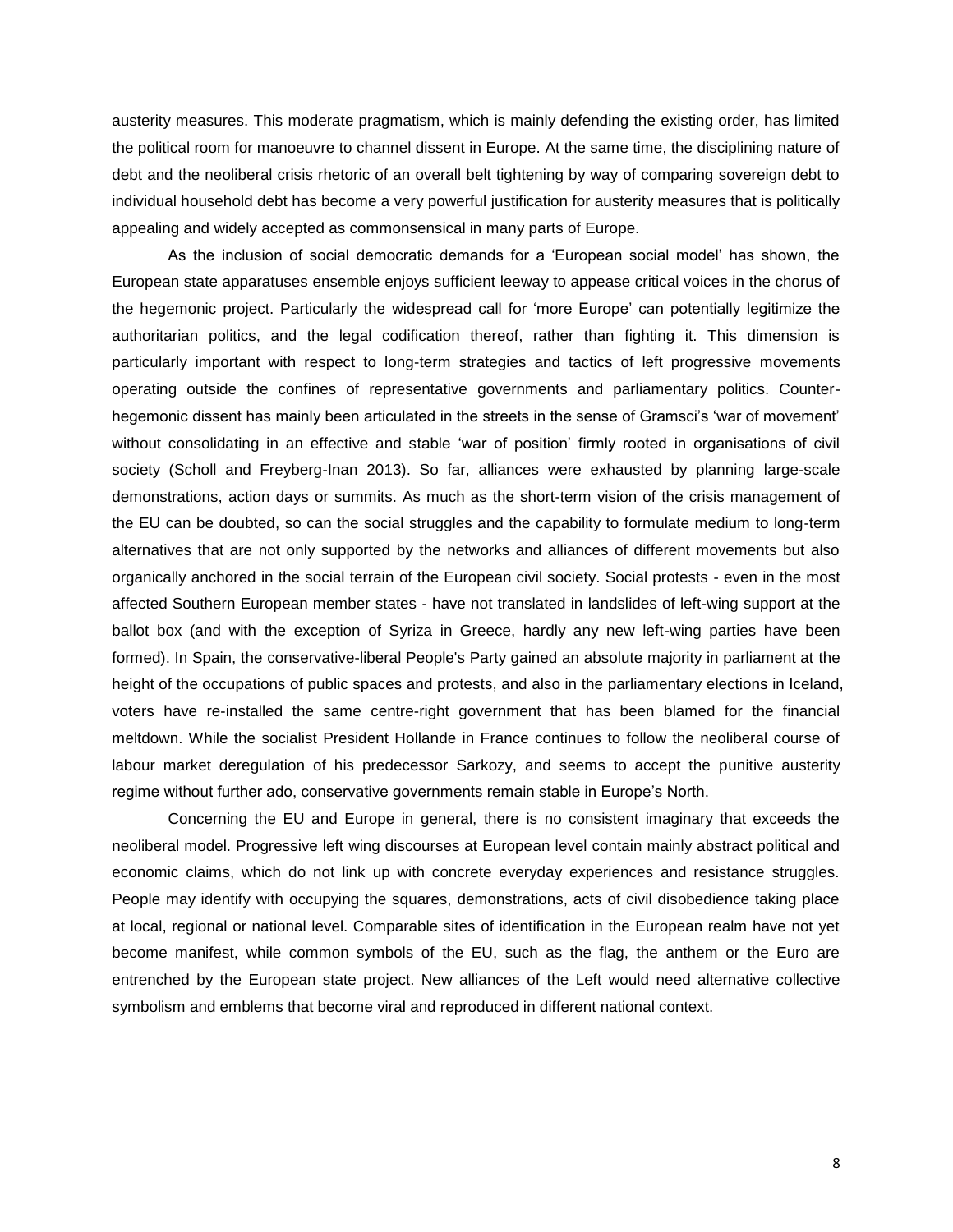austerity measures. This moderate pragmatism, which is mainly defending the existing order, has limited the political room for manoeuvre to channel dissent in Europe. At the same time, the disciplining nature of debt and the neoliberal crisis rhetoric of an overall belt tightening by way of comparing sovereign debt to individual household debt has become a very powerful justification for austerity measures that is politically appealing and widely accepted as commonsensical in many parts of Europe.

As the inclusion of social democratic demands for a 'European social model' has shown, the European state apparatuses ensemble enjoys sufficient leeway to appease critical voices in the chorus of the hegemonic project. Particularly the widespread call for 'more Europe' can potentially legitimize the authoritarian politics, and the legal codification thereof, rather than fighting it. This dimension is particularly important with respect to long-term strategies and tactics of left progressive movements operating outside the confines of representative governments and parliamentary politics. Counter-hegemonic dissent has mainly been articulated in the streets in the sense of Gramsci's 'war of movement' without consolidating in an effective and stable 'war of position' firmly rooted in organisations of civil society (Scholl and Freyberg-Inan 2013). So far, alliances were exhausted by planning large-scale demonstrations, action days or summits. As much as the short-term vision of the crisis management of the EU can be doubted, so can the social struggles and the capability to formulate medium to long-term alternatives that are not only supported by the networks and alliances of different movements but also organically anchored in the social terrain of the European civil society. Social protests - even in the most affected Southern European member states - have not translated in landslides of left-wing support at the ballot box (and with the exception of Syriza in Greece, hardly any new left-wing parties have been formed). In Spain, the conservative-liberal People's Party gained an absolute majority in parliament at the height of the occupations of public spaces and protests, and also in the parliamentary elections in Iceland, voters have re-installed the same centre-right government that has been blamed for the financial meltdown. While the socialist President Hollande in France continues to follow the neoliberal course of labour market deregulation of his predecessor Sarkozy, and seems to accept the punitive austerity regime without further ado, conservative governments remain stable in Europe's North.

Concerning the EU and Europe in general, there is no consistent imaginary that exceeds the neoliberal model. Progressive left wing discourses at European level contain mainly abstract political and economic claims, which do not link up with concrete everyday experiences and resistance struggles. People may identify with occupying the squares, demonstrations, acts of civil disobedience taking place at local, regional or national level. Comparable sites of identification in the European realm have not yet become manifest, while common symbols of the EU, such as the flag, the anthem or the Euro are entrenched by the European state project. New alliances of the Left would need alternative collective symbolism and emblems that become viral and reproduced in different national context.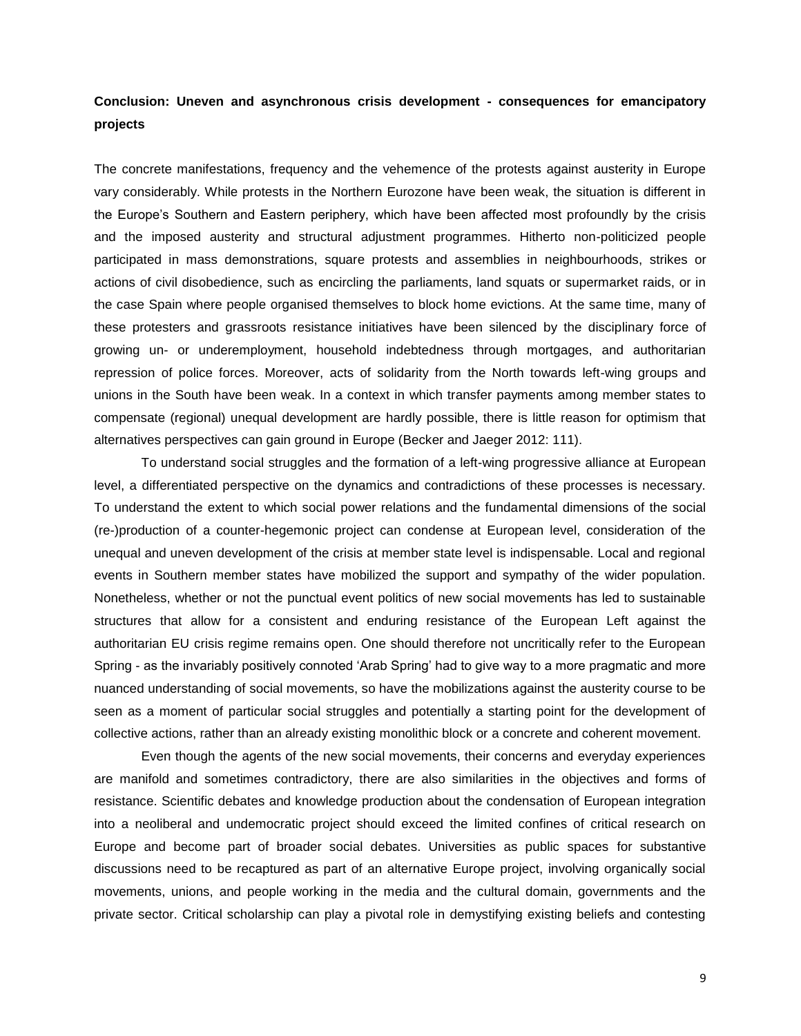## Conclusion: Uneven and asynchronous crisis development - consequences for emancipatory projects

The concrete manifestations, frequency and the vehemence of the protests against austerity in Europe vary considerably. While protests in the Northern Eurozone have been weak, the situation is different in the Europe's Southern and Eastern periphery, which have been affected most profoundly by the crisis and the imposed austerity and structural adjustment programmes. Hitherto non-politicized people participated in mass demonstrations, square protests and assemblies in neighbourhoods, strikes or actions of civil disobedience, such as encircling the parliaments, land squats or supermarket raids, or in the case Spain where people organised themselves to block home evictions. At the same time, many of these protesters and grassroots resistance initiatives have been silenced by the disciplinary force of growing un- or underemployment, household indebtedness through mortgages, and authoritarian repression of police forces. Moreover, acts of solidarity from the North towards left-wing groups and unions in the South have been weak. In a context in which transfer payments among member states to compensate (regional) unequal development are hardly possible, there is little reason for optimism that alternatives perspectives can gain ground in Europe (Becker and Jaeger 2012: 111).

To understand social struggles and the formation of a left-wing progressive alliance at European level, a differentiated perspective on the dynamics and contradictions of these processes is necessary. To understand the extent to which social power relations and the fundamental dimensions of the social (re-)production of a counter-hegemonic project can condense at European level, consideration of the unequal and uneven development of the crisis at member state level is indispensable. Local and regional events in Southern member states have mobilized the support and sympathy of the wider population. Nonetheless, whether or not the punctual event politics of new social movements has led to sustainable structures that allow for a consistent and enduring resistance of the European Left against the authoritarian EU crisis regime remains open. One should therefore not uncritically refer to the European Spring - as the invariably positively connoted 'Arab Spring' had to give way to a more pragmatic and more nuanced understanding of social movements, so have the mobilizations against the austerity course to be seen as a moment of particular social struggles and potentially a starting point for the development of collective actions, rather than an already existing monolithic block or a concrete and coherent movement.

Even though the agents of the new social movements, their concerns and everyday experiences are manifold and sometimes contradictory, there are also similarities in the objectives and forms of resistance. Scientific debates and knowledge production about the condensation of European integration into a neoliberal and undemocratic project should exceed the limited confines of critical research on Europe and become part of broader social debates. Universities as public spaces for substantive discussions need to be recaptured as part of an alternative Europe project, involving organically social movements, unions, and people working in the media and the cultural domain, governments and the private sector. Critical scholarship can play a pivotal role in demystifying existing beliefs and contesting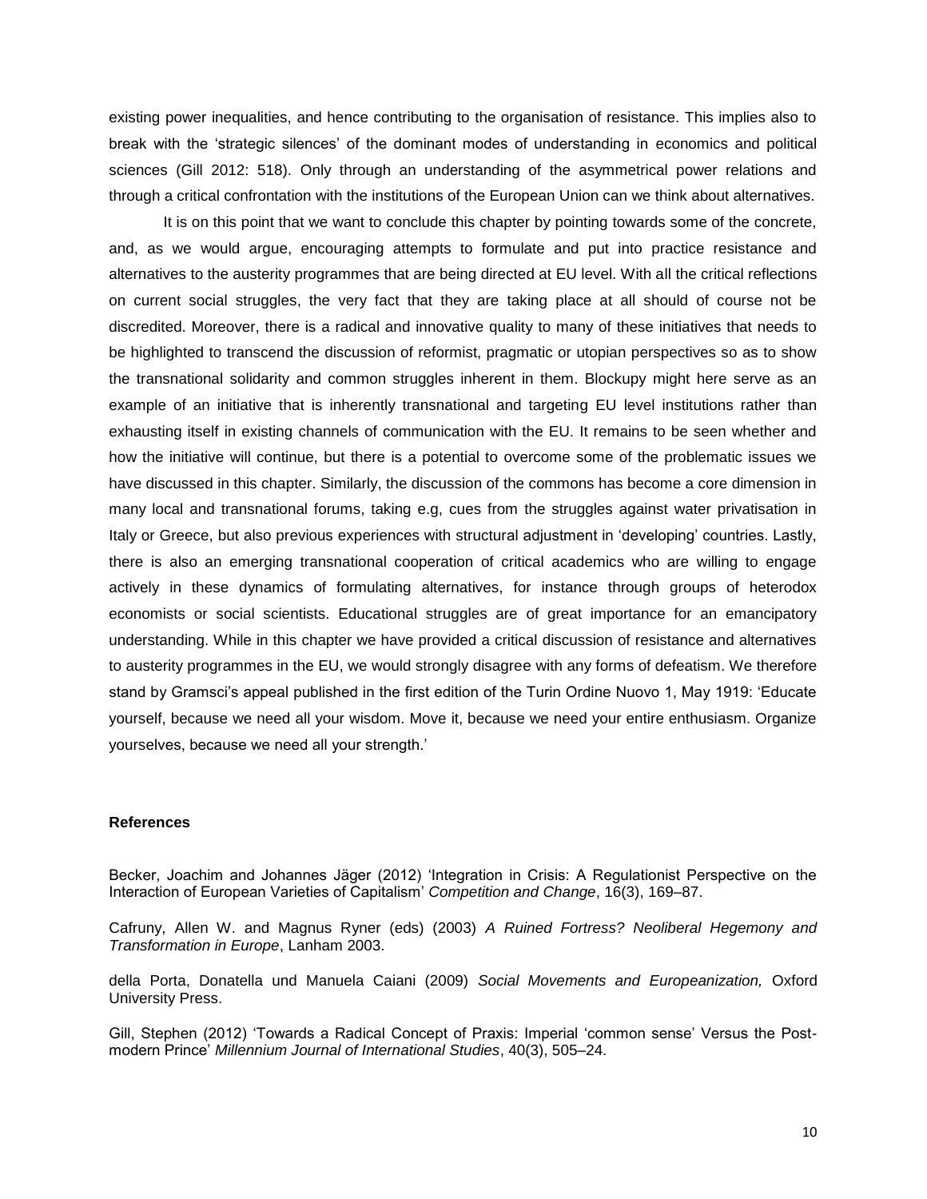existing power inequalities, and hence contributing to the organisation of resistance. This implies also to break with the 'strategic silences' of the dominant modes of understanding in economics and political sciences (Gill 2012: 518). Only through an understanding of the asymmetrical power relations and through a critical confrontation with the institutions of the European Union can we think about alternatives.

It is on this point that we want to conclude this chapter by pointing towards some of the concrete, and, as we would argue, encouraging attempts to formulate and put into practice resistance and alternatives to the austerity programmes that are being directed at EU level. With all the critical reflections on current social struggles, the very fact that they are taking place at all should of course not be discredited. Moreover, there is a radical and innovative quality to many of these initiatives that needs to be highlighted to transcend the discussion of reformist, pragmatic or utopian perspectives so as to show the transnational solidarity and common struggles inherent in them. Blockupy might here serve as an example of an initiative that is inherently transnational and targeting EU level institutions rather than exhausting itself in existing channels of communication with the EU. It remains to be seen whether and how the initiative will continue, but there is a potential to overcome some of the problematic issues we have discussed in this chapter. Similarly, the discussion of the commons has become a core dimension in many local and transnational forums, taking e.g, cues from the struggles against water privatisation in Italy or Greece, but also previous experiences with structural adjustment in 'developing' countries. Lastly, there is also an emerging transnational cooperation of critical academics who are willing to engage actively in these dynamics of formulating alternatives, for instance through groups of heterodox economists or social scientists. Educational struggles are of great importance for an emancipatory understanding. While in this chapter we have provided a critical discussion of resistance and alternatives to austerity programmes in the EU, we would strongly disagree with any forms of defeatism. We therefore stand by Gramsci's appeal published in the first edition of the Turin Ordine Nuovo 1, May 1919: 'Educate yourself, because we need all your wisdom. Move it, because we need your entire enthusiasm. Organize yourselves, because we need all your strength.'

**References**

Becker, Joachim and Johannes Jäger (2012) 'Integration in Crisis: A Regulationist Perspective on the Interaction of European Varieties of Capitalism' *Competition and Change*, 16(3), 169–87.

Cafruny, Allen W. and Magnus Ryner (eds) (2003) *A Ruined Fortress? Neoliberal Hegemony and Transformation in Europe*, Lanham 2003.

della Porta, Donatella und Manuela Caiani (2009) *Social Movements and Europeanization,* Oxford University Press.

Gill, Stephen (2012) 'Towards a Radical Concept of Praxis: Imperial 'common sense' Versus the Post-modern Prince' *Millennium Journal of International Studies*, 40(3), 505–24.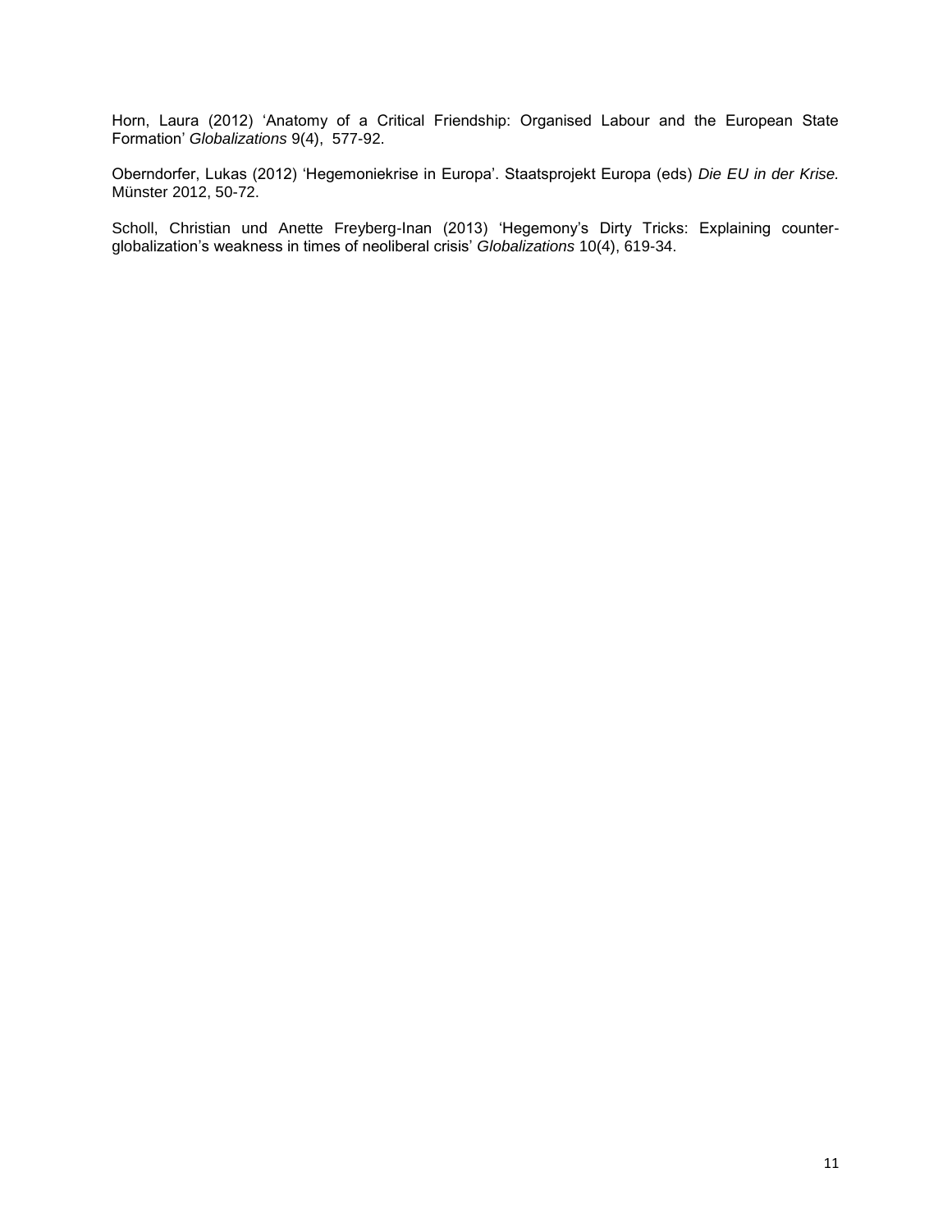Horn, Laura (2012) 'Anatomy of a Critical Friendship: Organised Labour and the European State Formation' *Globalizations* 9(4), 577-92.

Oberndorfer, Lukas (2012) 'Hegemoniekrise in Europa'. Staatsprojekt Europa (eds) *Die EU in der Krise.* Münster 2012, 50-72.

Scholl, Christian und Anette Freyberg-Inan (2013) 'Hegemony's Dirty Tricks: Explaining counter-globalization's weakness in times of neoliberal crisis' *Globalizations* 10(4), 619-34.